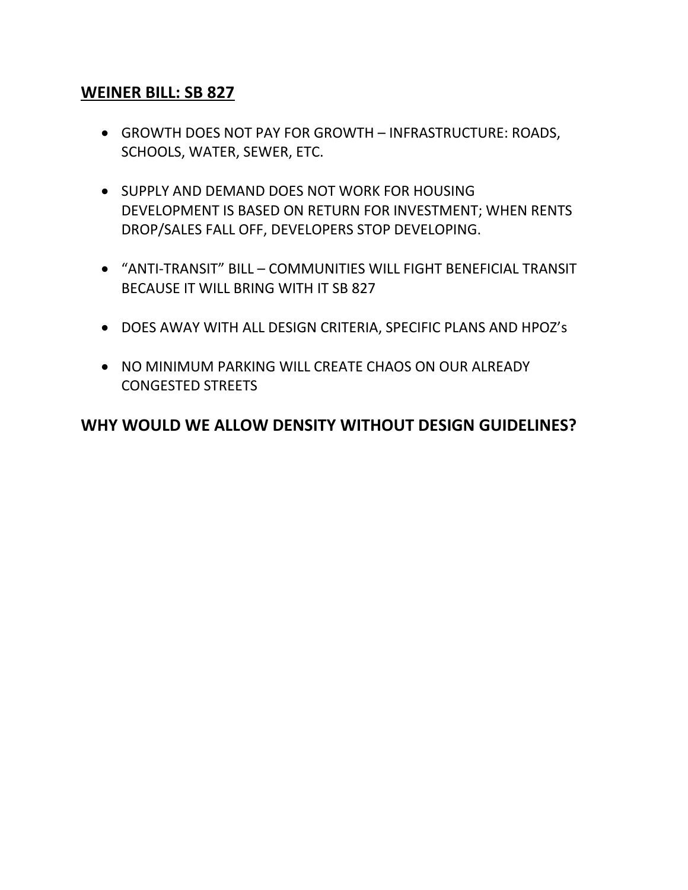## WEINER BILL: SB 827

- GROWTH DOES NOT PAY FOR GROWTH – INFRASTRUCTURE: ROADS, SCHOOLS, WATER, SEWER, ETC.

- SUPPLY AND DEMAND DOES NOT WORK FOR HOUSING DEVELOPMENT IS BASED ON RETURN FOR INVESTMENT; WHEN RENTS DROP/SALES FALL OFF, DEVELOPERS STOP DEVELOPING.

- "ANTI-TRANSIT" BILL – COMMUNITIES WILL FIGHT BENEFICIAL TRANSIT BECAUSE IT WILL BRING WITH IT SB 827

- DOES AWAY WITH ALL DESIGN CRITERIA, SPECIFIC PLANS AND HPOZ's

- NO MINIMUM PARKING WILL CREATE CHAOS ON OUR ALREADY CONGESTED STREETS

### WHY WOULD WE ALLOW DENSITY WITHOUT DESIGN GUIDELINES?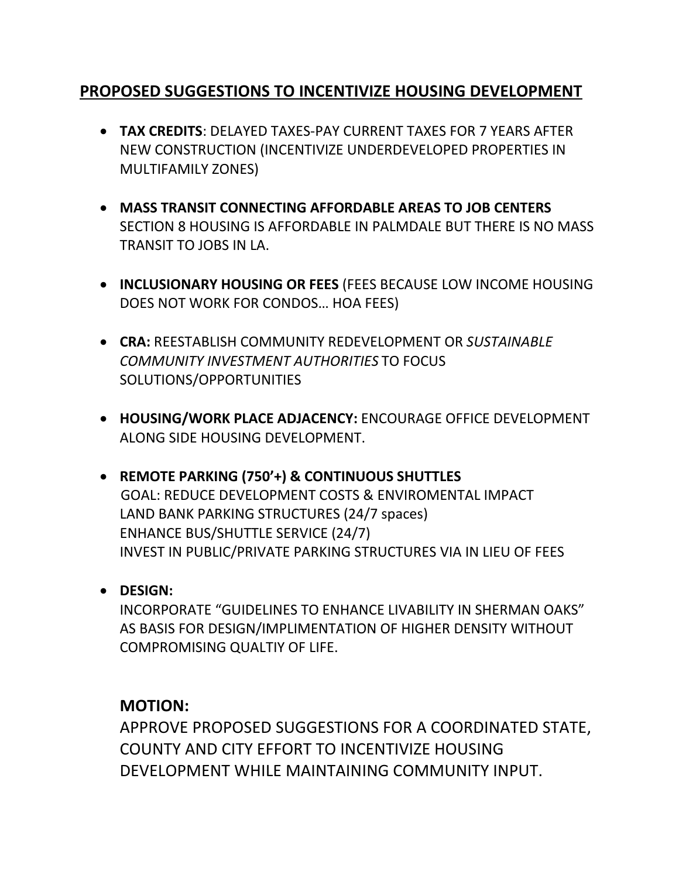## PROPOSED SUGGESTIONS TO INCENTIVIZE HOUSING DEVELOPMENT

- **TAX CREDITS**: DELAYED TAXES-PAY CURRENT TAXES FOR 7 YEARS AFTER NEW CONSTRUCTION (INCENTIVIZE UNDERDEVELOPED PROPERTIES IN MULTIFAMILY ZONES)

- **MASS TRANSIT CONNECTING AFFORDABLE AREAS TO JOB CENTERS** SECTION 8 HOUSING IS AFFORDABLE IN PALMDALE BUT THERE IS NO MASS TRANSIT TO JOBS IN LA.

- **INCLUSIONARY HOUSING OR FEES** (FEES BECAUSE LOW INCOME HOUSING DOES NOT WORK FOR CONDOS… HOA FEES)

- **CRA:** REESTABLISH COMMUNITY REDEVELOPMENT OR *SUSTAINABLE COMMUNITY INVESTMENT AUTHORITIES* TO FOCUS SOLUTIONS/OPPORTUNITIES

- **HOUSING/WORK PLACE ADJACENCY:** ENCOURAGE OFFICE DEVELOPMENT ALONG SIDE HOUSING DEVELOPMENT.

- **REMOTE PARKING (750'+) & CONTINUOUS SHUTTLES**
  GOAL: REDUCE DEVELOPMENT COSTS & ENVIROMENTAL IMPACT
  LAND BANK PARKING STRUCTURES (24/7 spaces)
  ENHANCE BUS/SHUTTLE SERVICE (24/7)
  INVEST IN PUBLIC/PRIVATE PARKING STRUCTURES VIA IN LIEU OF FEES

- **DESIGN:**
  INCORPORATE "GUIDELINES TO ENHANCE LIVABILITY IN SHERMAN OAKS" AS BASIS FOR DESIGN/IMPLIMENTATION OF HIGHER DENSITY WITHOUT COMPROMISING QUALTIY OF LIFE.

### MOTION:

APPROVE PROPOSED SUGGESTIONS FOR A COORDINATED STATE, COUNTY AND CITY EFFORT TO INCENTIVIZE HOUSING DEVELOPMENT WHILE MAINTAINING COMMUNITY INPUT.